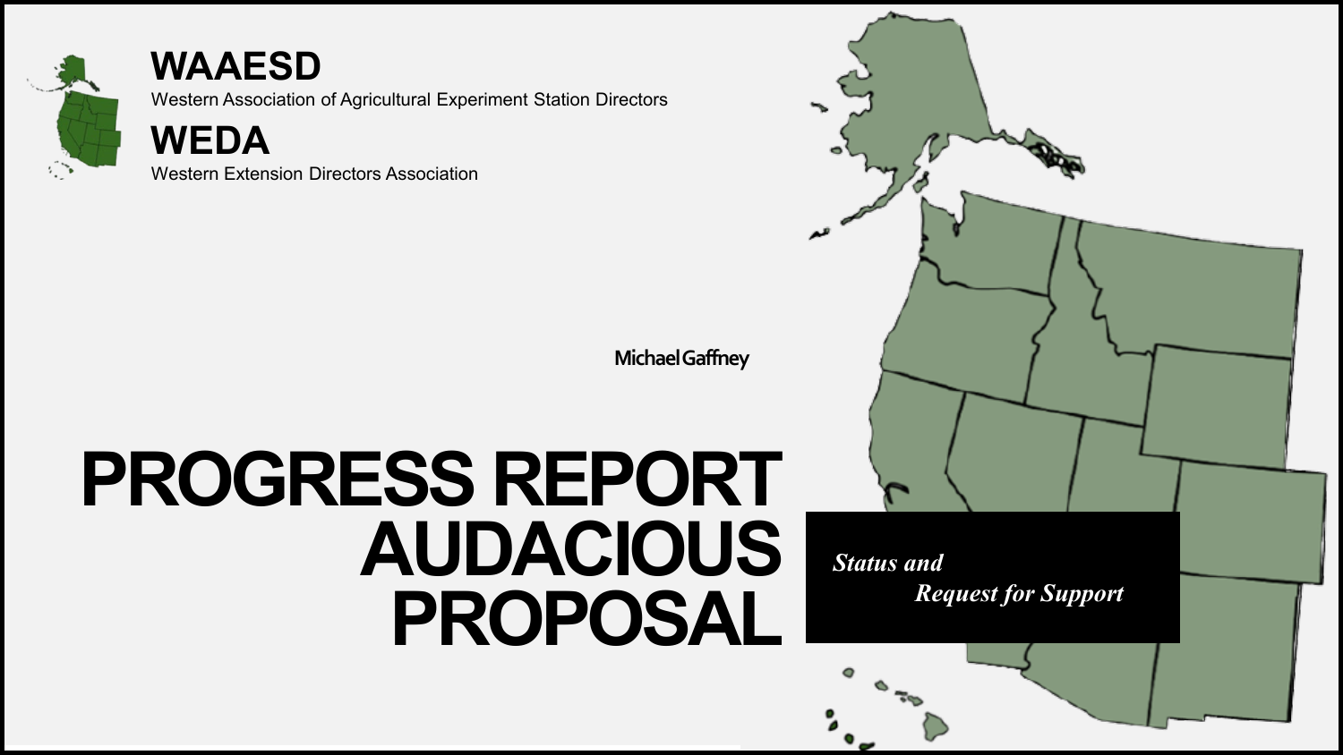# WAAESD

Western Association of Agricultural Experiment Station Directors

# WEDA

Western Extension Directors Association

Michael Gaffney

# PROGRESS REPORT AUDACIOUS PROPOSAL

*Status and Request for Support*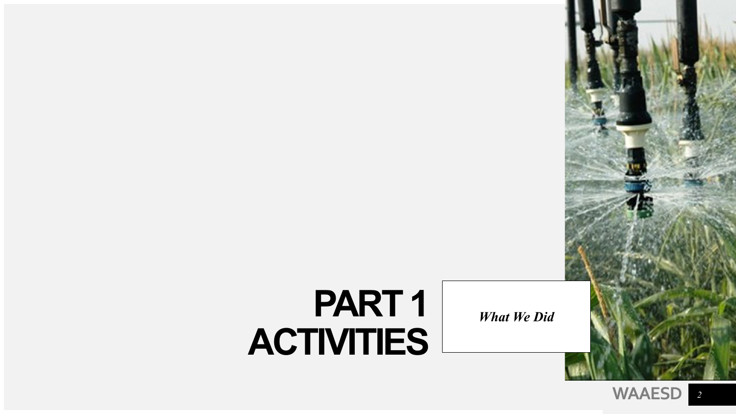# PART 1 ACTIVITIES

*What We Did*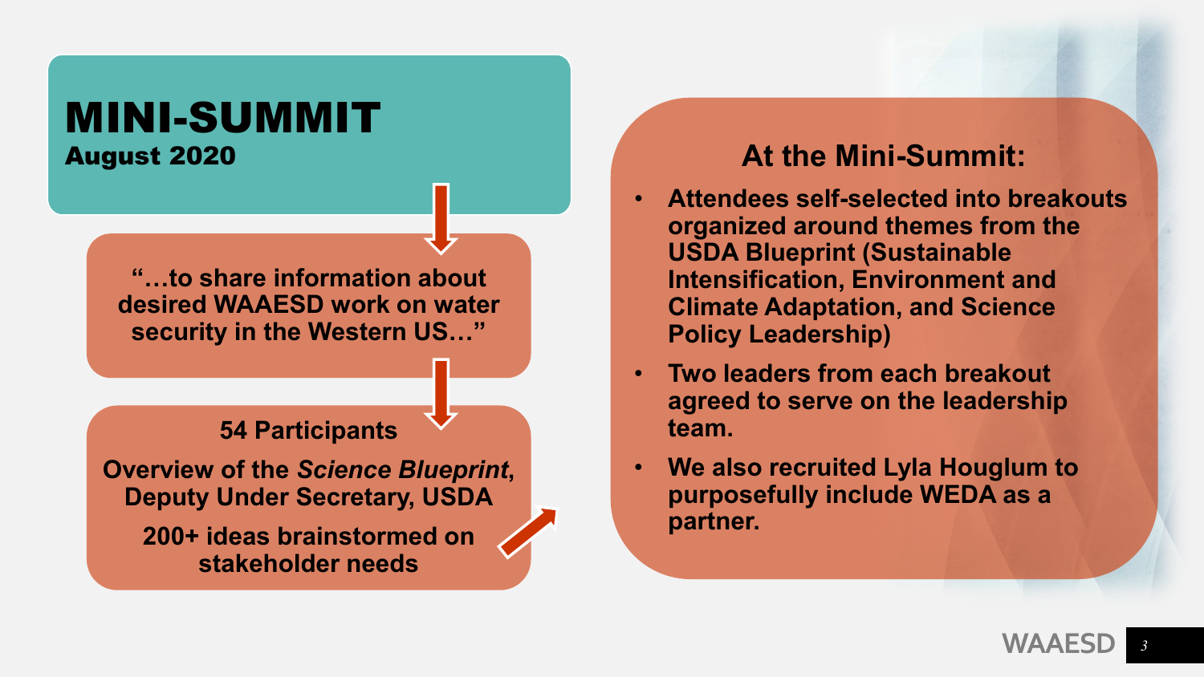# MINI-SUMMIT

**August 2020**

**"…to share information about desired WAAESD work on water security in the Western US…"**

**54 Participants**

**Overview of the *Science Blueprint*, Deputy Under Secretary, USDA**

**200+ ideas brainstormed on stakeholder needs**

## At the Mini-Summit:

- **Attendees self-selected into breakouts organized around themes from the USDA Blueprint (Sustainable Intensification, Environment and Climate Adaptation, and Science Policy Leadership)**
- **Two leaders from each breakout agreed to serve on the leadership team.**
- **We also recruited Lyla Houglum to purposefully include WEDA as a partner.**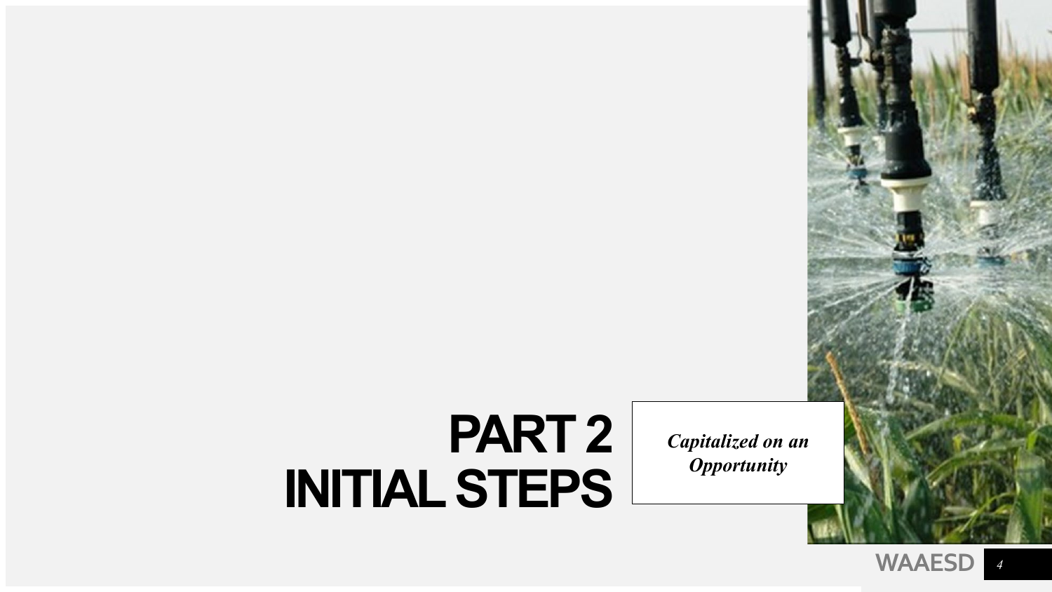# PART 2
# INITIAL STEPS

***Capitalized on an Opportunity***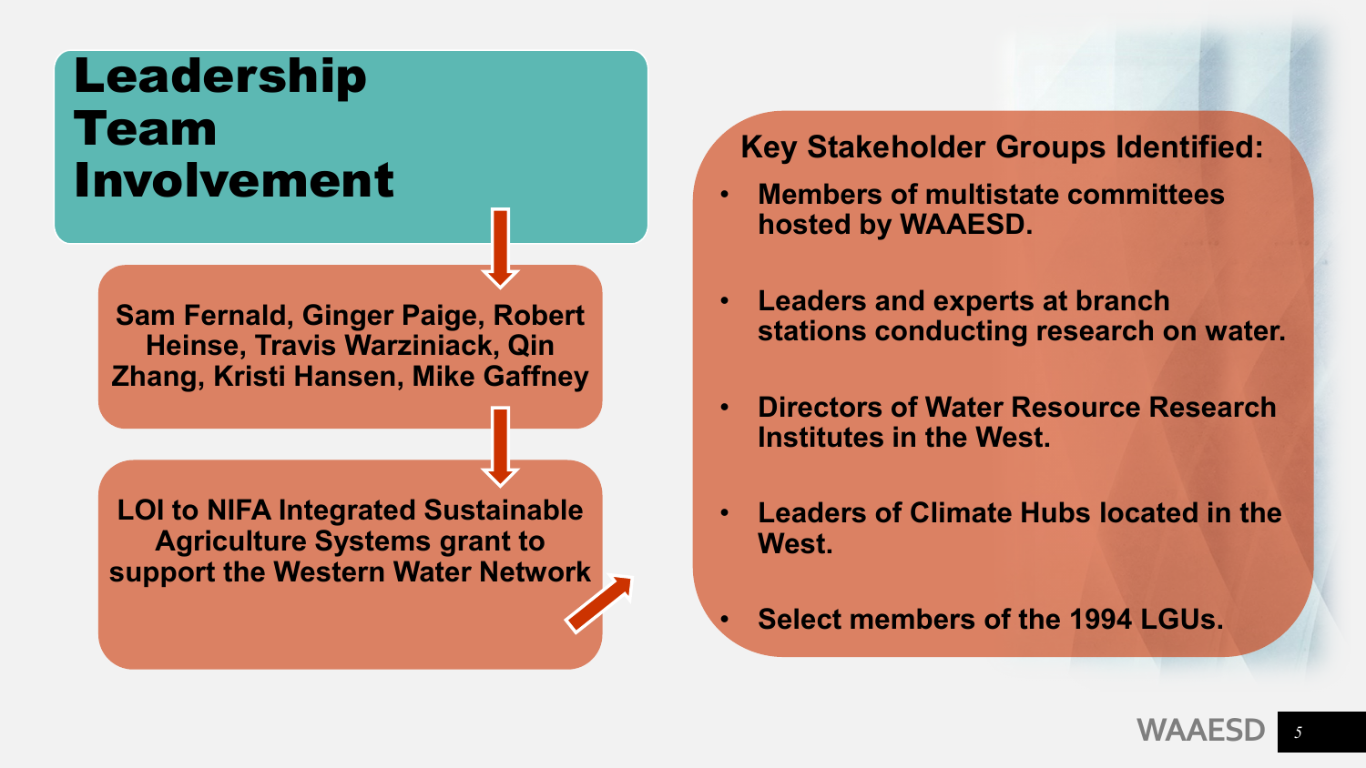# Leadership Team Involvement

**Sam Fernald, Ginger Paige, Robert Heinse, Travis Warziniack, Qin Zhang, Kristi Hansen, Mike Gaffney**

**LOI to NIFA Integrated Sustainable Agriculture Systems grant to support the Western Water Network**

## Key Stakeholder Groups Identified:

- **Members of multistate committees hosted by WAAESD.**
- **Leaders and experts at branch stations conducting research on water.**
- **Directors of Water Resource Research Institutes in the West.**
- **Leaders of Climate Hubs located in the West.**
- **Select members of the 1994 LGUs.**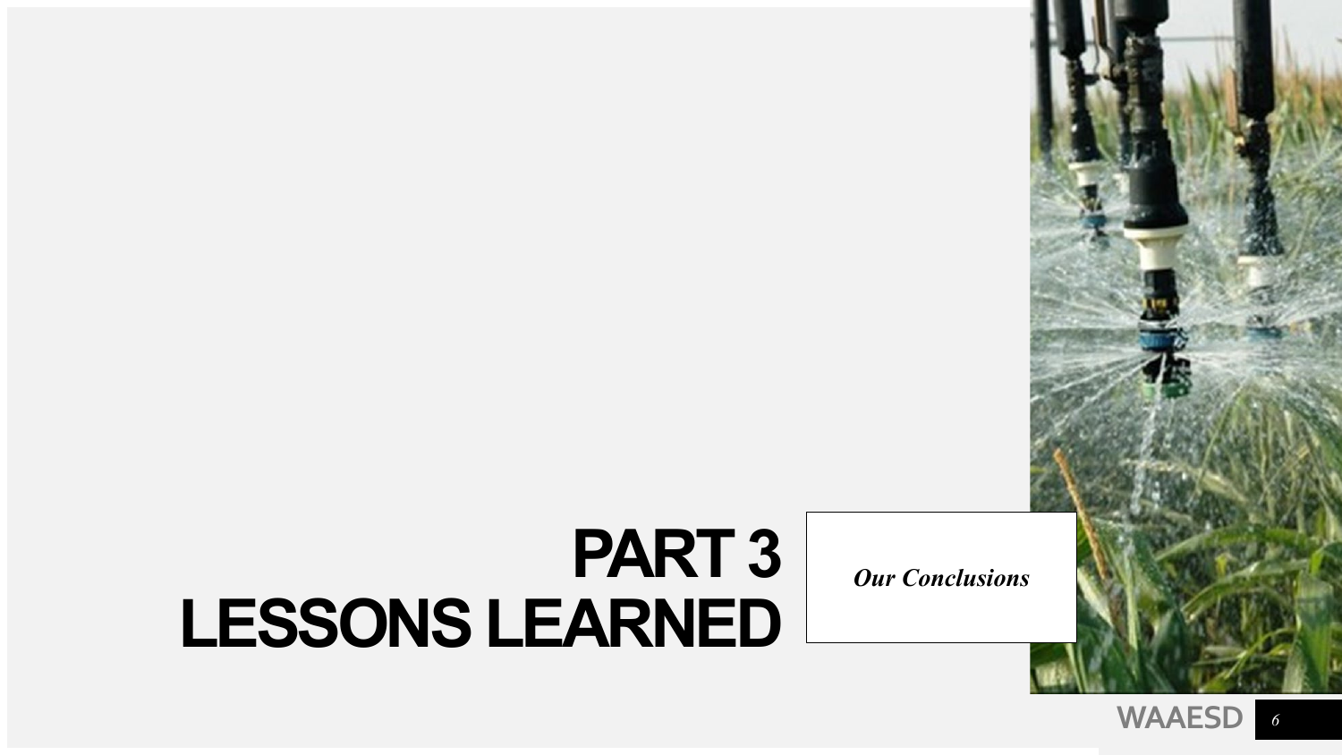# PART 3
# LESSONS LEARNED

*Our Conclusions*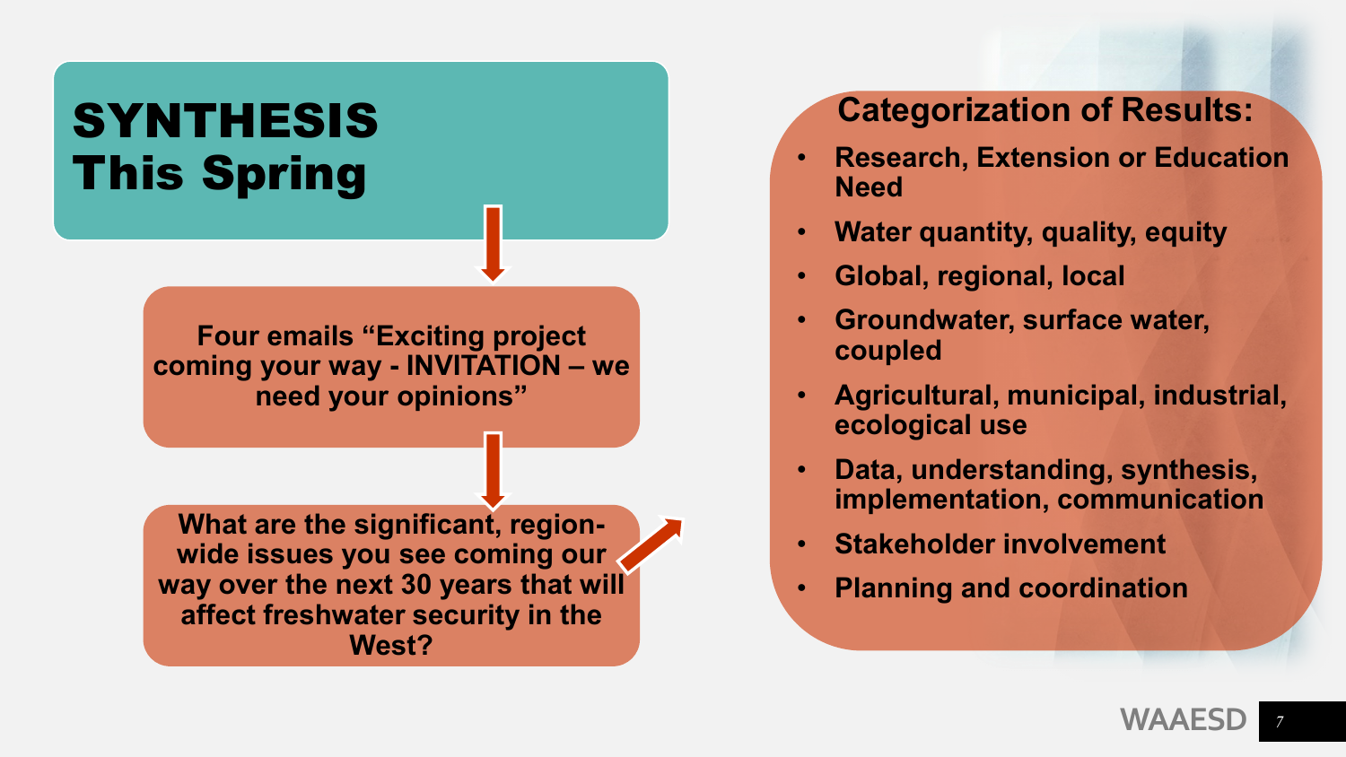# SYNTHESIS This Spring

**Four emails "Exciting project coming your way - INVITATION – we need your opinions"**

**What are the significant, region-wide issues you see coming our way over the next 30 years that will affect freshwater security in the West?**

## Categorization of Results:

- **Research, Extension or Education Need**
- **Water quantity, quality, equity**
- **Global, regional, local**
- **Groundwater, surface water, coupled**
- **Agricultural, municipal, industrial, ecological use**
- **Data, understanding, synthesis, implementation, communication**
- **Stakeholder involvement**
- **Planning and coordination**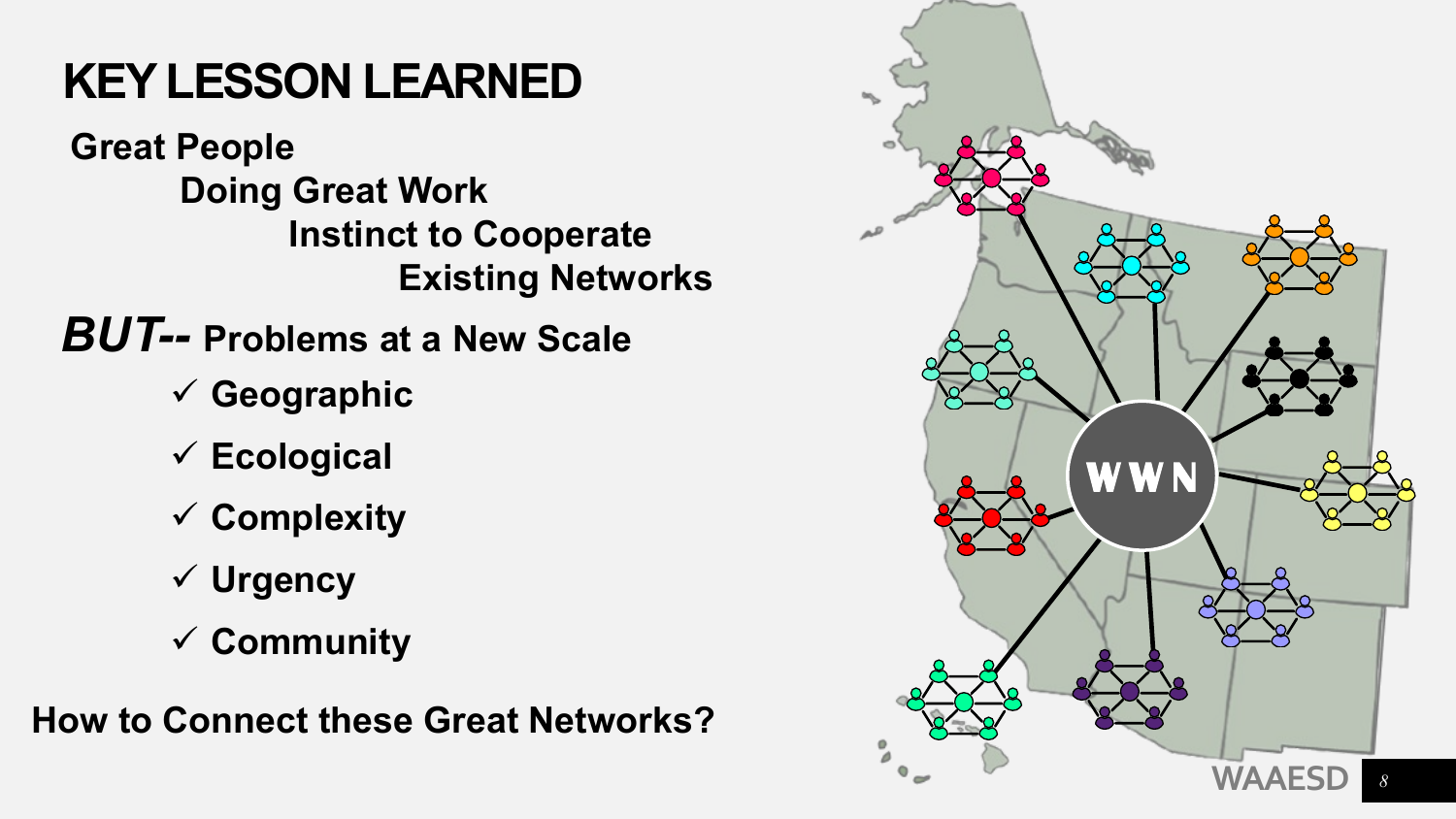# KEY LESSON LEARNED

**Great People**

**Doing Great Work**

**Instinct to Cooperate**

**Existing Networks**

***BUT--*** **Problems at a New Scale**

- ✓ **Geographic**
- ✓ **Ecological**
- ✓ **Complexity**
- ✓ **Urgency**
- ✓ **Community**

**How to Connect these Great Networks?**

WWN

WAAESD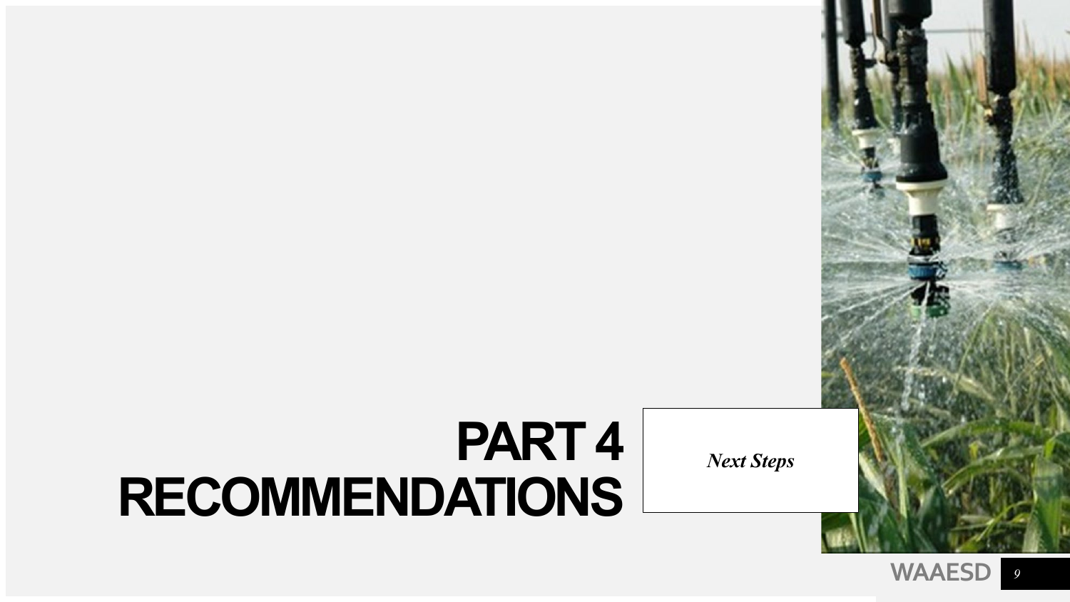# PART 4
# RECOMMENDATIONS

*Next Steps*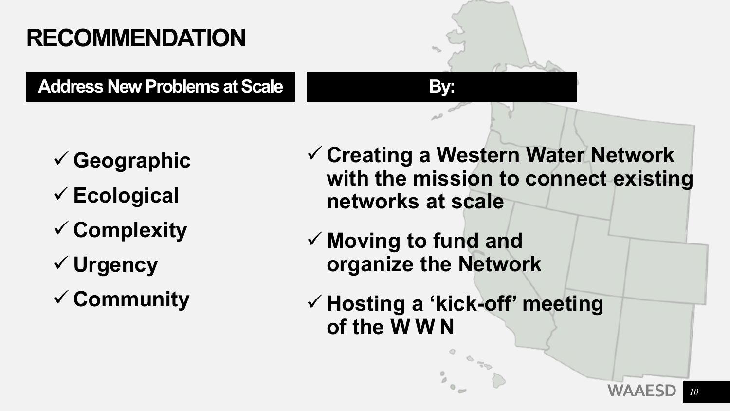# RECOMMENDATION

**Address New Problems at Scale**

- ✓ **Geographic**
- ✓ **Ecological**
- ✓ **Complexity**
- ✓ **Urgency**
- ✓ **Community**

**By:**

- ✓ **Creating a Western Water Network with the mission to connect existing networks at scale**
- ✓ **Moving to fund and organize the Network**
- ✓ **Hosting a 'kick-off' meeting of the W W N**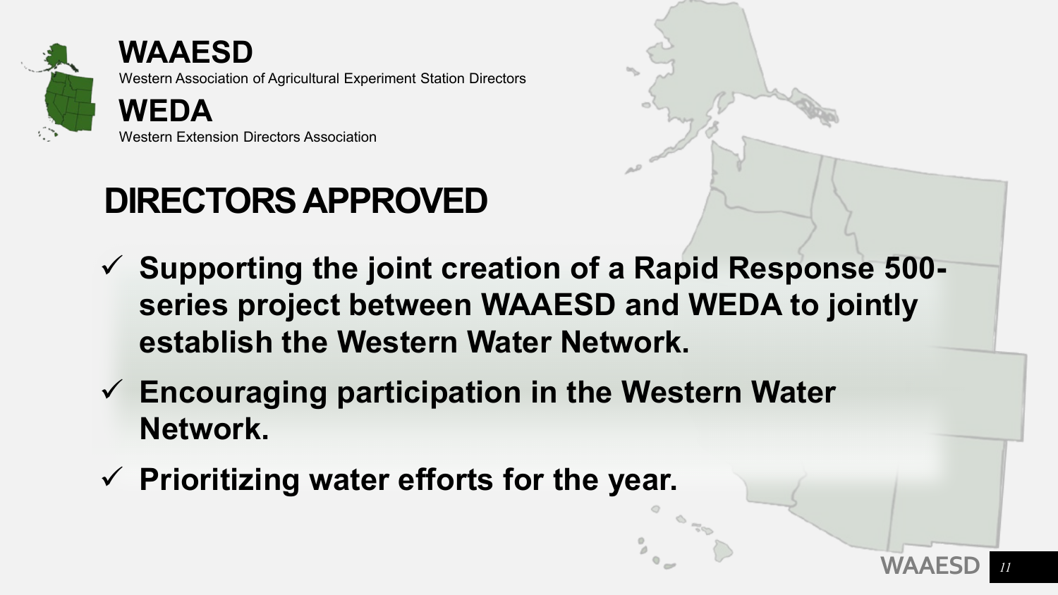**WAAESD**

Western Association of Agricultural Experiment Station Directors

**WEDA**

Western Extension Directors Association

# DIRECTORS APPROVED

- ✓ **Supporting the joint creation of a Rapid Response 500-series project between WAAESD and WEDA to jointly establish the Western Water Network.**
- ✓ **Encouraging participation in the Western Water Network.**
- ✓ **Prioritizing water efforts for the year.**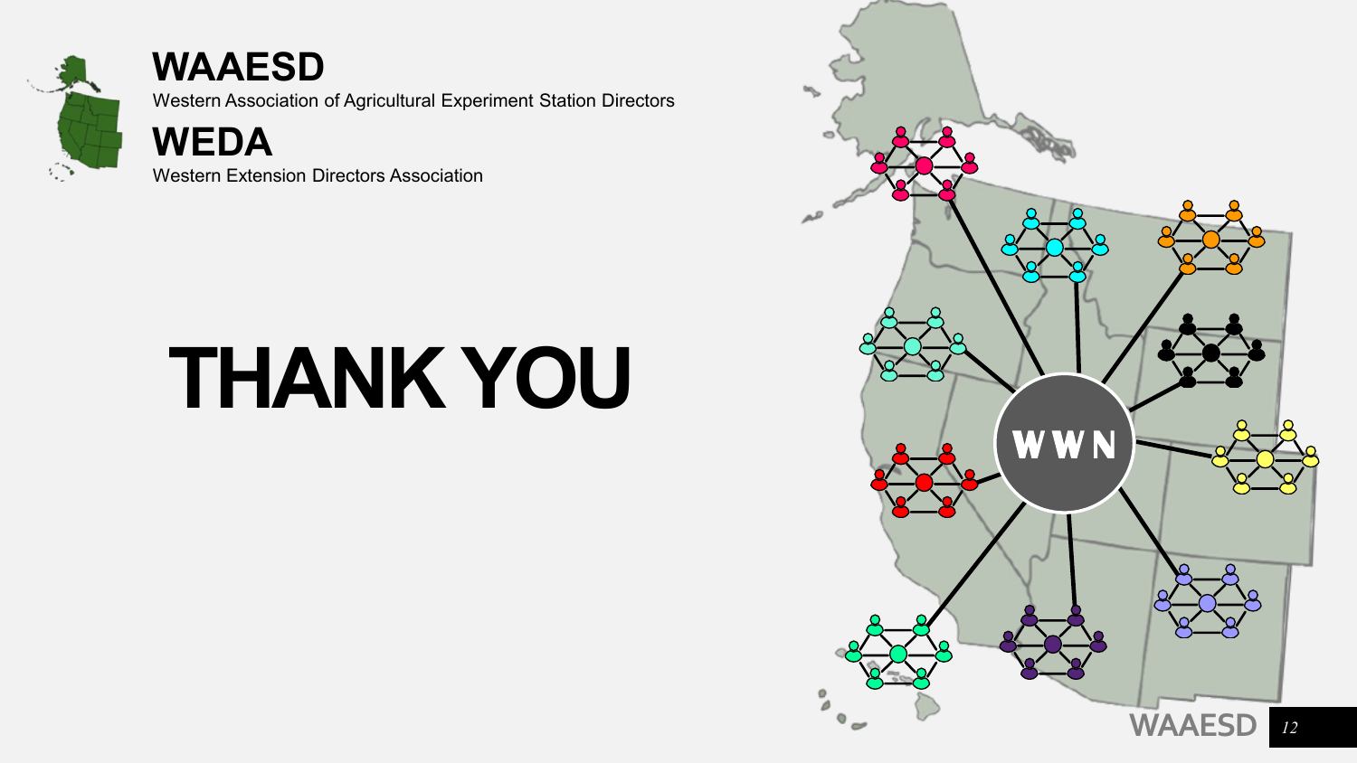# WAAESD

Western Association of Agricultural Experiment Station Directors

# WEDA

Western Extension Directors Association

# THANK YOU

WWN